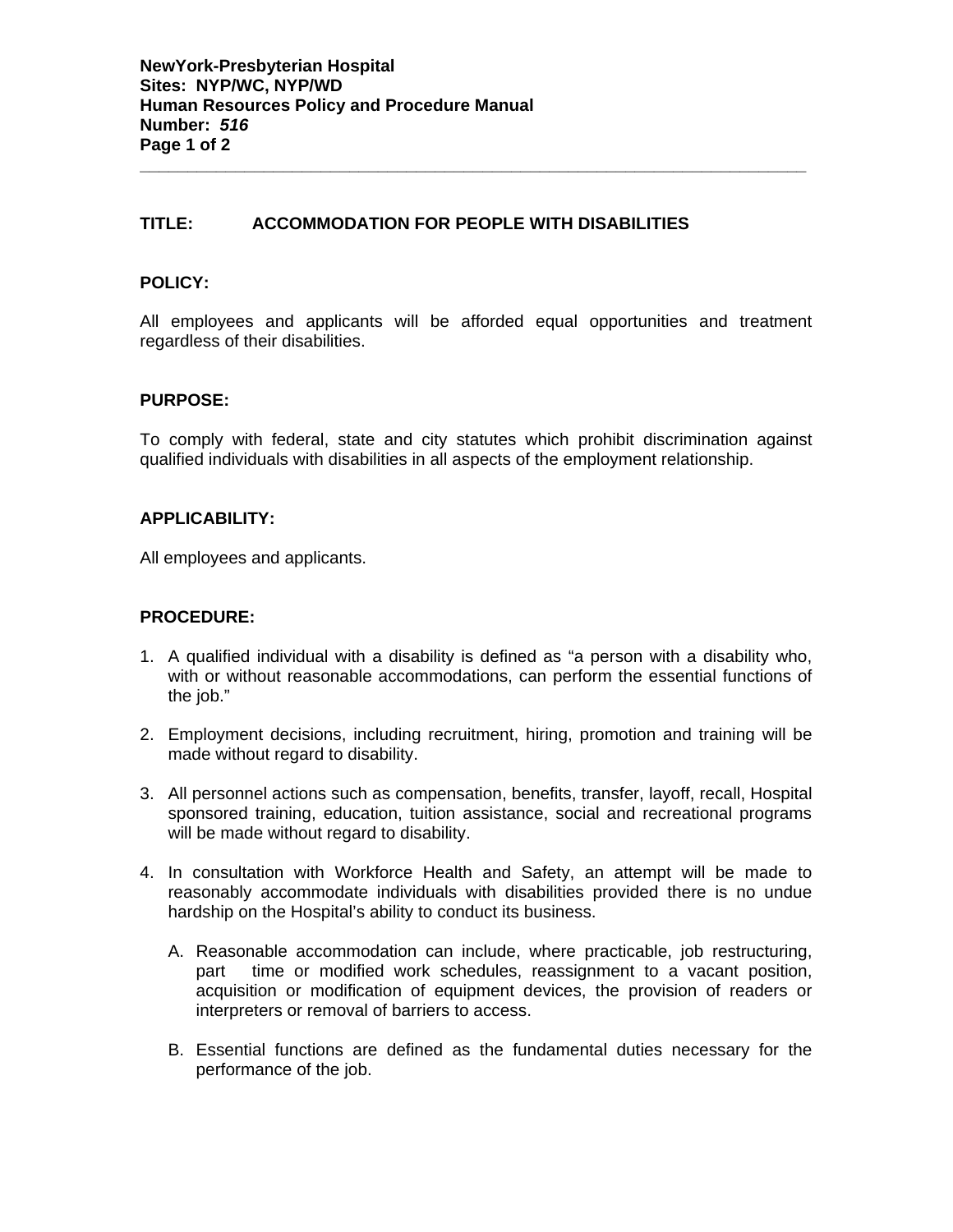**NewYork-Presbyterian Hospital**
**Sites: NYP/WC, NYP/WD**
**Human Resources Policy and Procedure Manual**
**Number: *516***

---

## TITLE: ACCOMMODATION FOR PEOPLE WITH DISABILITIES

### POLICY:

All employees and applicants will be afforded equal opportunities and treatment regardless of their disabilities.

### PURPOSE:

To comply with federal, state and city statutes which prohibit discrimination against qualified individuals with disabilities in all aspects of the employment relationship.

### APPLICABILITY:

All employees and applicants.

### PROCEDURE:

1. A qualified individual with a disability is defined as "a person with a disability who, with or without reasonable accommodations, can perform the essential functions of the job."

2. Employment decisions, including recruitment, hiring, promotion and training will be made without regard to disability.

3. All personnel actions such as compensation, benefits, transfer, layoff, recall, Hospital sponsored training, education, tuition assistance, social and recreational programs will be made without regard to disability.

4. In consultation with Workforce Health and Safety, an attempt will be made to reasonably accommodate individuals with disabilities provided there is no undue hardship on the Hospital's ability to conduct its business.

   A. Reasonable accommodation can include, where practicable, job restructuring, part time or modified work schedules, reassignment to a vacant position, acquisition or modification of equipment devices, the provision of readers or interpreters or removal of barriers to access.

   B. Essential functions are defined as the fundamental duties necessary for the performance of the job.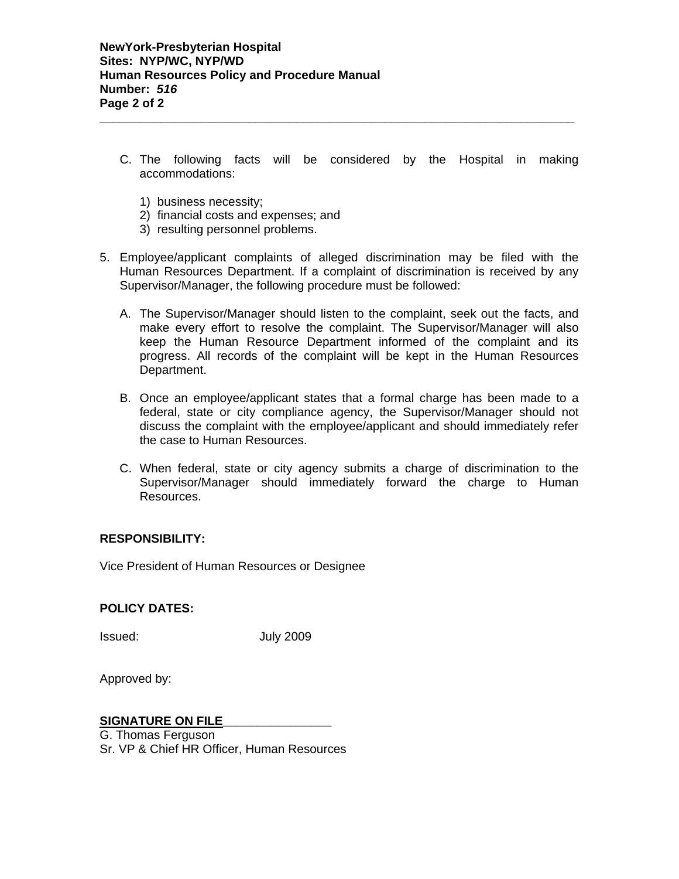C. The following facts will be considered by the Hospital in making accommodations:

   1) business necessity;
   2) financial costs and expenses; and
   3) resulting personnel problems.

5. Employee/applicant complaints of alleged discrimination may be filed with the Human Resources Department. If a complaint of discrimination is received by any Supervisor/Manager, the following procedure must be followed:

   A. The Supervisor/Manager should listen to the complaint, seek out the facts, and make every effort to resolve the complaint. The Supervisor/Manager will also keep the Human Resource Department informed of the complaint and its progress. All records of the complaint will be kept in the Human Resources Department.

   B. Once an employee/applicant states that a formal charge has been made to a federal, state or city compliance agency, the Supervisor/Manager should not discuss the complaint with the employee/applicant and should immediately refer the case to Human Resources.

   C. When federal, state or city agency submits a charge of discrimination to the Supervisor/Manager should immediately forward the charge to Human Resources.

**RESPONSIBILITY:**

Vice President of Human Resources or Designee

**POLICY DATES:**

Issued: July 2009

Approved by:

**SIGNATURE ON FILE**________________
G. Thomas Ferguson
Sr. VP & Chief HR Officer, Human Resources